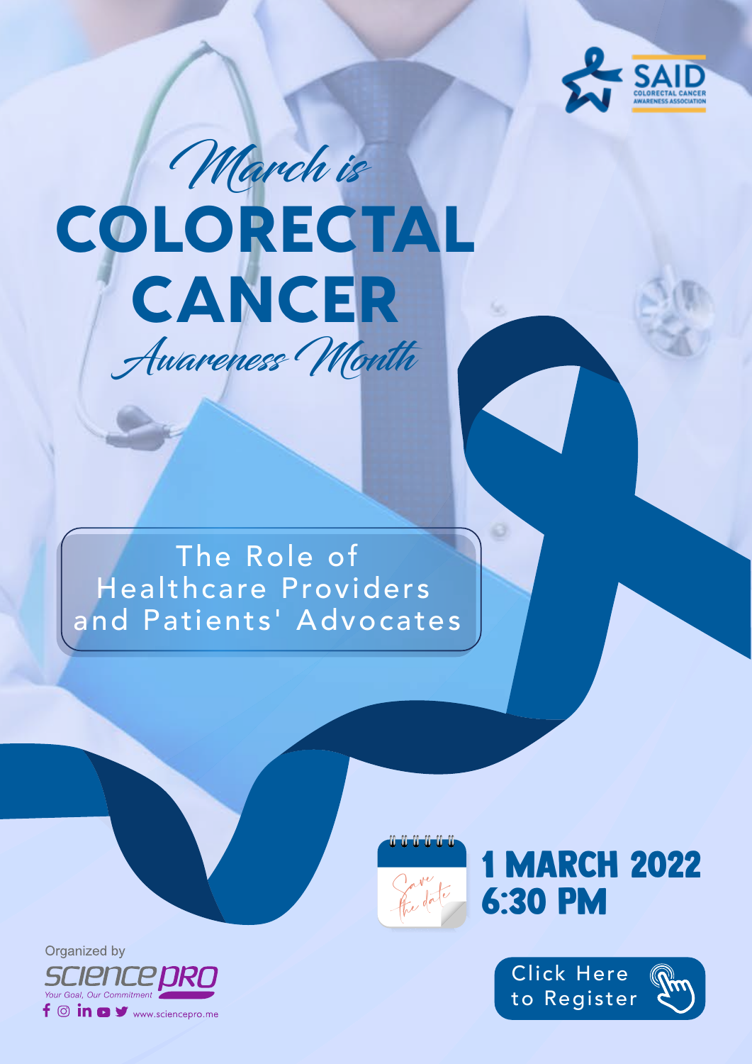SAID
COLORECTAL CANCER AWARENESS ASSOCIATION

*March is*

# COLORECTAL CANCER

*Awareness Month*

## The Role of Healthcare Providers and Patients' Advocates

*Save the date*

**1 MARCH 2022**
**6:30 PM**

Click Here to Register

Organized by

SCIENCE PRO
Your Goal, Our Commitment

www.sciencepro.me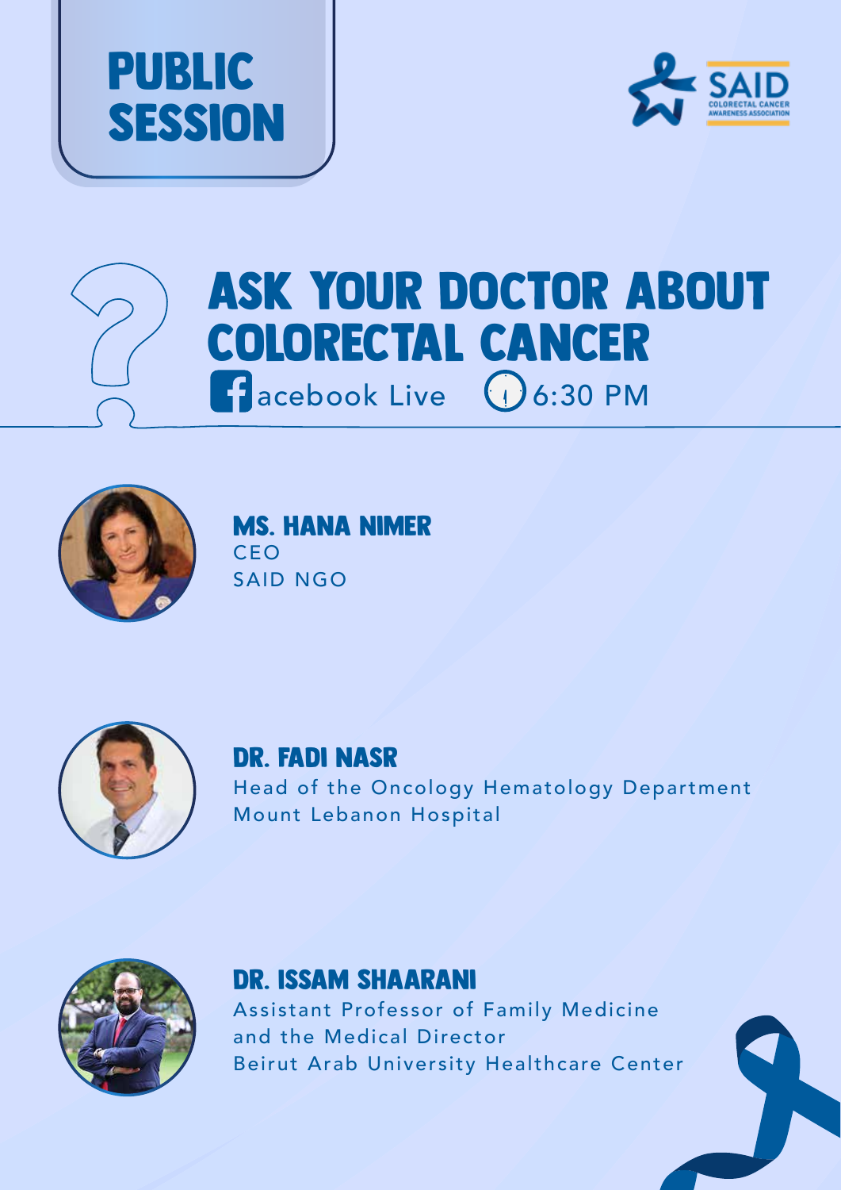# PUBLIC SESSION

SAID
COLORECTAL CANCER AWARENESS ASSOCIATION

## ASK YOUR DOCTOR ABOUT COLORECTAL CANCER

Facebook Live 6:30 PM

**MS. HANA NIMER**
CEO
SAID NGO

**DR. FADI NASR**
Head of the Oncology Hematology Department
Mount Lebanon Hospital

**DR. ISSAM SHAARANI**
Assistant Professor of Family Medicine
and the Medical Director
Beirut Arab University Healthcare Center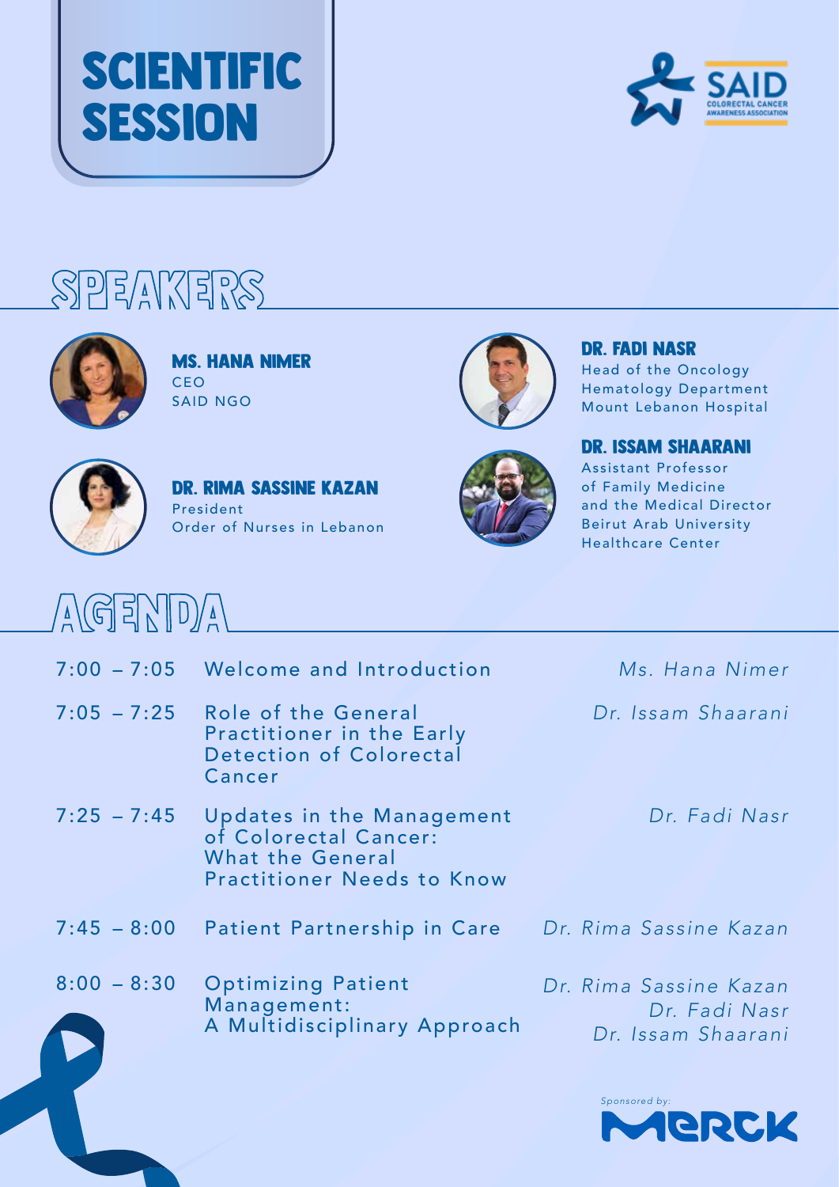# SCIENTIFIC SESSION

SAID COLORECTAL CANCER AWARENESS ASSOCIATION

## SPEAKERS

**MS. HANA NIMER**
CEO
SAID NGO

**DR. RIMA SASSINE KAZAN**
President
Order of Nurses in Lebanon

**DR. FADI NASR**
Head of the Oncology Hematology Department
Mount Lebanon Hospital

**DR. ISSAM SHAARANI**
Assistant Professor of Family Medicine and the Medical Director
Beirut Arab University Healthcare Center

## AGENDA

| | | |
|---|---|---|
| 7:00 – 7:05 | Welcome and Introduction | *Ms. Hana Nimer* |
| 7:05 – 7:25 | Role of the General Practitioner in the Early Detection of Colorectal Cancer | *Dr. Issam Shaarani* |
| 7:25 – 7:45 | Updates in the Management of Colorectal Cancer: What the General Practitioner Needs to Know | *Dr. Fadi Nasr* |
| 7:45 – 8:00 | Patient Partnership in Care | *Dr. Rima Sassine Kazan* |
| 8:00 – 8:30 | Optimizing Patient Management: A Multidisciplinary Approach | *Dr. Rima Sassine Kazan*<br>*Dr. Fadi Nasr*<br>*Dr. Issam Shaarani* |

*Sponsored by:*
MERCK